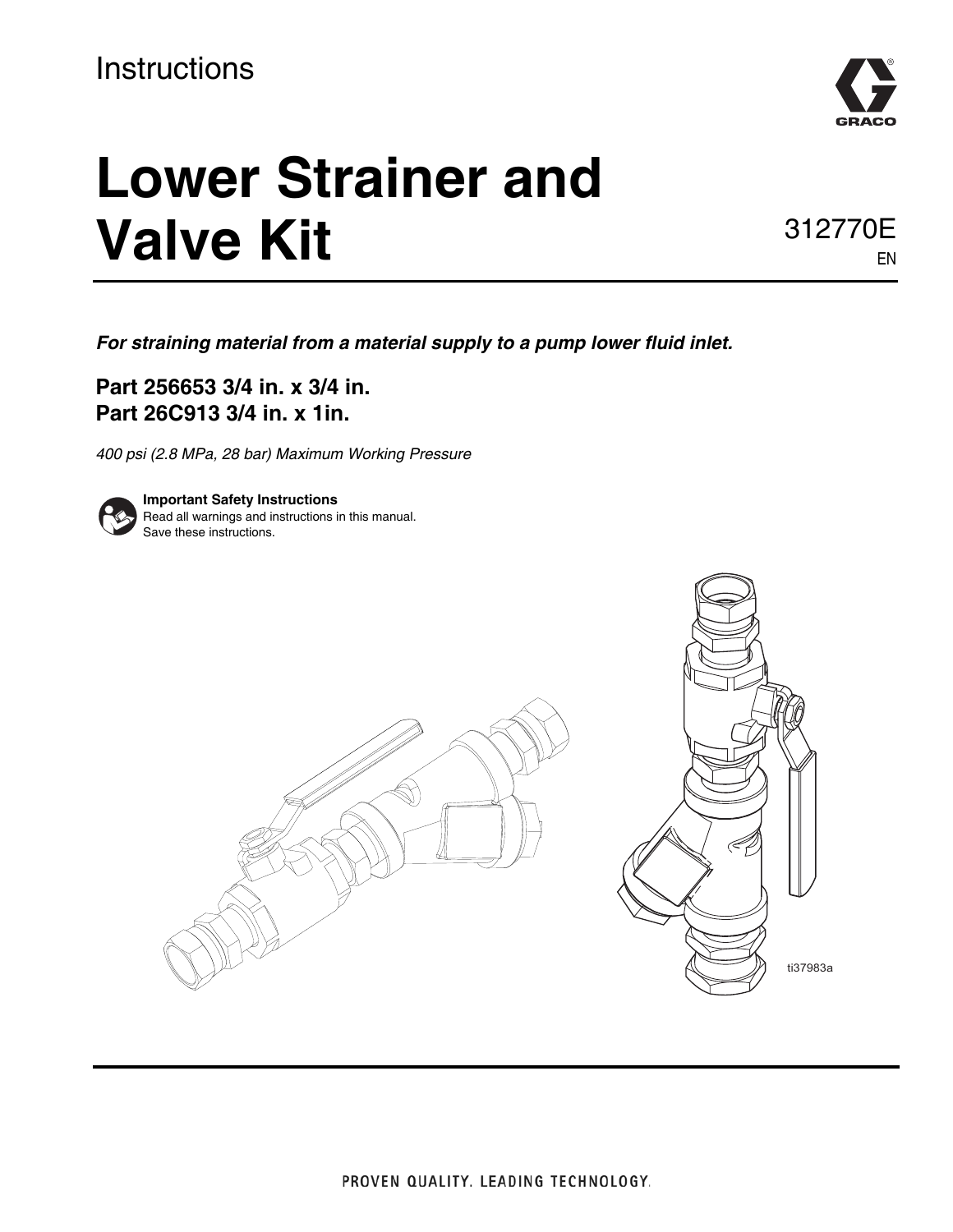Instructions

# Lower Strainer and Valve Kit

312770E

EN

***For straining material from a material supply to a pump lower fluid inlet.***

**Part 256653 3/4 in. x 3/4 in.**
**Part 26C913 3/4 in. x 1in.**

*400 psi (2.8 MPa, 28 bar) Maximum Working Pressure*

**Important Safety Instructions**
Read all warnings and instructions in this manual.
Save these instructions.

ti37983a

PROVEN QUALITY. LEADING TECHNOLOGY.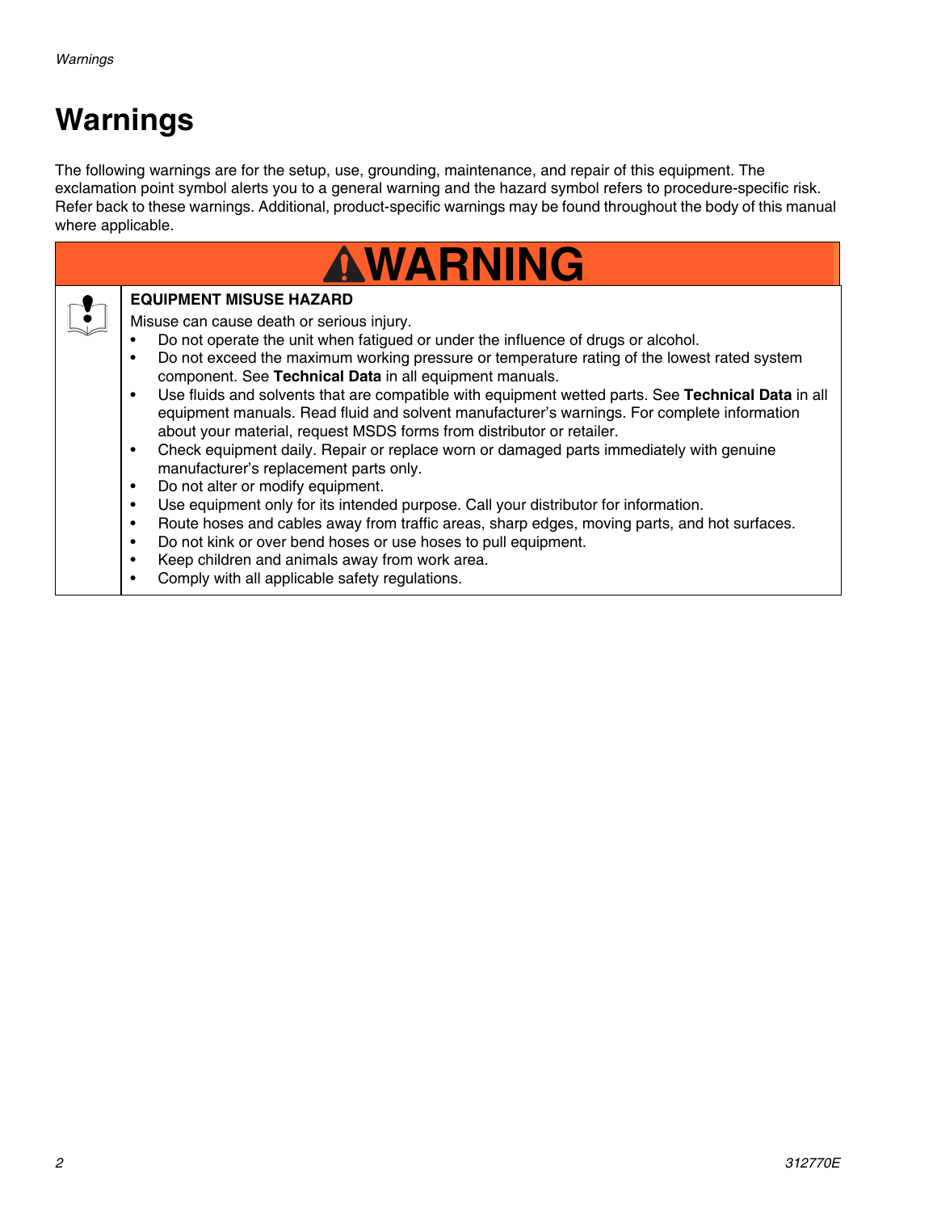# Warnings

The following warnings are for the setup, use, grounding, maintenance, and repair of this equipment. The exclamation point symbol alerts you to a general warning and the hazard symbol refers to procedure-specific risk. Refer back to these warnings. Additional, product-specific warnings may be found throughout the body of this manual where applicable.

## WARNING

**EQUIPMENT MISUSE HAZARD**

Misuse can cause death or serious injury.

- Do not operate the unit when fatigued or under the influence of drugs or alcohol.
- Do not exceed the maximum working pressure or temperature rating of the lowest rated system component. See **Technical Data** in all equipment manuals.
- Use fluids and solvents that are compatible with equipment wetted parts. See **Technical Data** in all equipment manuals. Read fluid and solvent manufacturer's warnings. For complete information about your material, request MSDS forms from distributor or retailer.
- Check equipment daily. Repair or replace worn or damaged parts immediately with genuine manufacturer's replacement parts only.
- Do not alter or modify equipment.
- Use equipment only for its intended purpose. Call your distributor for information.
- Route hoses and cables away from traffic areas, sharp edges, moving parts, and hot surfaces.
- Do not kink or over bend hoses or use hoses to pull equipment.
- Keep children and animals away from work area.
- Comply with all applicable safety regulations.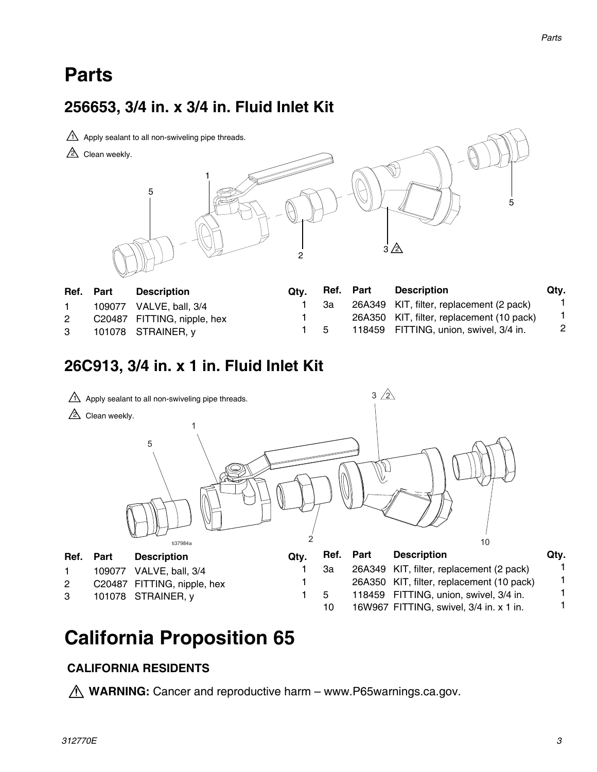# Parts

## 256653, 3/4 in. x 3/4 in. Fluid Inlet Kit

⚠1 Apply sealant to all non-swiveling pipe threads.

⚠2 Clean weekly.

| Ref. | Part | Description | Qty. |
|---|---|---|---|
| 1 | 109077 | VALVE, ball, 3/4 | 1 |
| 2 | C20487 | FITTING, nipple, hex | 1 |
| 3 | 101078 | STRAINER, y | 1 |
| 3a | 26A349 | KIT, filter, replacement (2 pack) | 1 |
| | 26A350 | KIT, filter, replacement (10 pack) | 1 |
| 5 | 118459 | FITTING, union, swivel, 3/4 in. | 2 |

## 26C913, 3/4 in. x 1 in. Fluid Inlet Kit

⚠1 Apply sealant to all non-swiveling pipe threads.

⚠2 Clean weekly.

| Ref. | Part | Description | Qty. |
|---|---|---|---|
| 1 | 109077 | VALVE, ball, 3/4 | 1 |
| 2 | C20487 | FITTING, nipple, hex | 1 |
| 3 | 101078 | STRAINER, y | 1 |
| 3a | 26A349 | KIT, filter, replacement (2 pack) | 1 |
| | 26A350 | KIT, filter, replacement (10 pack) | 1 |
| 5 | 118459 | FITTING, union, swivel, 3/4 in. | 1 |
| 10 | 16W967 | FITTING, swivel, 3/4 in. x 1 in. | 1 |

# California Proposition 65

### CALIFORNIA RESIDENTS

⚠ **WARNING:** Cancer and reproductive harm – www.P65warnings.ca.gov.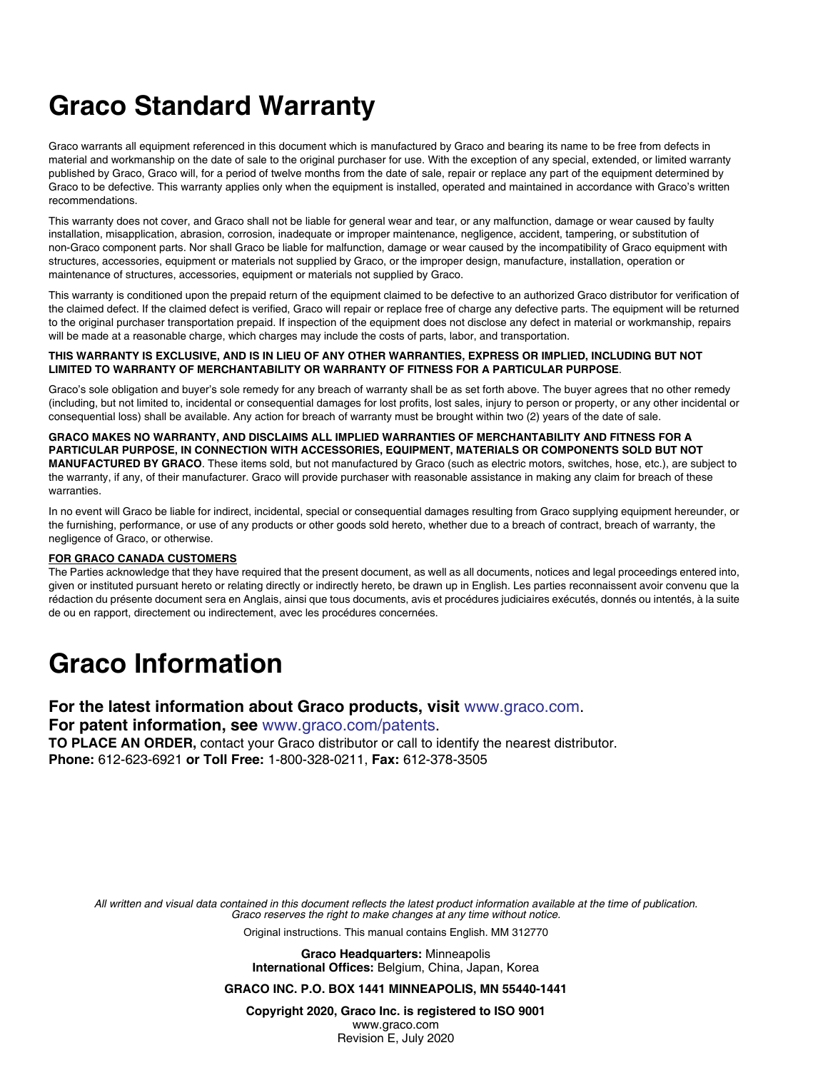# Graco Standard Warranty

Graco warrants all equipment referenced in this document which is manufactured by Graco and bearing its name to be free from defects in material and workmanship on the date of sale to the original purchaser for use. With the exception of any special, extended, or limited warranty published by Graco, Graco will, for a period of twelve months from the date of sale, repair or replace any part of the equipment determined by Graco to be defective. This warranty applies only when the equipment is installed, operated and maintained in accordance with Graco's written recommendations.

This warranty does not cover, and Graco shall not be liable for general wear and tear, or any malfunction, damage or wear caused by faulty installation, misapplication, abrasion, corrosion, inadequate or improper maintenance, negligence, accident, tampering, or substitution of non-Graco component parts. Nor shall Graco be liable for malfunction, damage or wear caused by the incompatibility of Graco equipment with structures, accessories, equipment or materials not supplied by Graco, or the improper design, manufacture, installation, operation or maintenance of structures, accessories, equipment or materials not supplied by Graco.

This warranty is conditioned upon the prepaid return of the equipment claimed to be defective to an authorized Graco distributor for verification of the claimed defect. If the claimed defect is verified, Graco will repair or replace free of charge any defective parts. The equipment will be returned to the original purchaser transportation prepaid. If inspection of the equipment does not disclose any defect in material or workmanship, repairs will be made at a reasonable charge, which charges may include the costs of parts, labor, and transportation.

**THIS WARRANTY IS EXCLUSIVE, AND IS IN LIEU OF ANY OTHER WARRANTIES, EXPRESS OR IMPLIED, INCLUDING BUT NOT LIMITED TO WARRANTY OF MERCHANTABILITY OR WARRANTY OF FITNESS FOR A PARTICULAR PURPOSE**.

Graco's sole obligation and buyer's sole remedy for any breach of warranty shall be as set forth above. The buyer agrees that no other remedy (including, but not limited to, incidental or consequential damages for lost profits, lost sales, injury to person or property, or any other incidental or consequential loss) shall be available. Any action for breach of warranty must be brought within two (2) years of the date of sale.

**GRACO MAKES NO WARRANTY, AND DISCLAIMS ALL IMPLIED WARRANTIES OF MERCHANTABILITY AND FITNESS FOR A PARTICULAR PURPOSE, IN CONNECTION WITH ACCESSORIES, EQUIPMENT, MATERIALS OR COMPONENTS SOLD BUT NOT MANUFACTURED BY GRACO**. These items sold, but not manufactured by Graco (such as electric motors, switches, hose, etc.), are subject to the warranty, if any, of their manufacturer. Graco will provide purchaser with reasonable assistance in making any claim for breach of these warranties.

In no event will Graco be liable for indirect, incidental, special or consequential damages resulting from Graco supplying equipment hereunder, or the furnishing, performance, or use of any products or other goods sold hereto, whether due to a breach of contract, breach of warranty, the negligence of Graco, or otherwise.

**FOR GRACO CANADA CUSTOMERS**

The Parties acknowledge that they have required that the present document, as well as all documents, notices and legal proceedings entered into, given or instituted pursuant hereto or relating directly or indirectly hereto, be drawn up in English. Les parties reconnaissent avoir convenu que la rédaction du présente document sera en Anglais, ainsi que tous documents, avis et procédures judiciaires exécutés, donnés ou intentés, à la suite de ou en rapport, directement ou indirectement, avec les procédures concernées.

# Graco Information

**For the latest information about Graco products, visit** www.graco.com.

**For patent information, see** www.graco.com/patents.

**TO PLACE AN ORDER,** contact your Graco distributor or call to identify the nearest distributor.

**Phone:** 612-623-6921 **or Toll Free:** 1-800-328-0211, **Fax:** 612-378-3505

*All written and visual data contained in this document reflects the latest product information available at the time of publication. Graco reserves the right to make changes at any time without notice.*

Original instructions. This manual contains English. MM 312770

**Graco Headquarters:** Minneapolis
**International Offices:** Belgium, China, Japan, Korea

**GRACO INC. P.O. BOX 1441 MINNEAPOLIS, MN 55440-1441**

**Copyright 2020, Graco Inc. is registered to ISO 9001**
www.graco.com
Revision E, July 2020